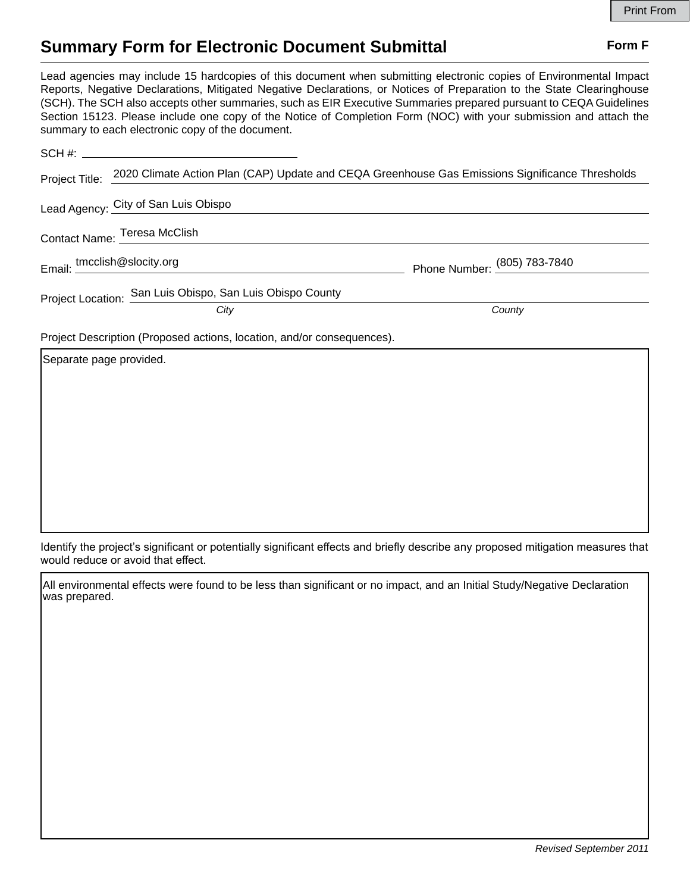Print From

# Summary Form for Electronic Document Submittal

**Form F**

Lead agencies may include 15 hardcopies of this document when submitting electronic copies of Environmental Impact Reports, Negative Declarations, Mitigated Negative Declarations, or Notices of Preparation to the State Clearinghouse (SCH). The SCH also accepts other summaries, such as EIR Executive Summaries prepared pursuant to CEQA Guidelines Section 15123. Please include one copy of the Notice of Completion Form (NOC) with your submission and attach the summary to each electronic copy of the document.

SCH #: ____________________

Project Title: 2020 Climate Action Plan (CAP) Update and CEQA Greenhouse Gas Emissions Significance Thresholds

Lead Agency: City of San Luis Obispo

Contact Name: Teresa McClish

Email: tmcclish@slocity.org    Phone Number: (805) 783-7840

Project Location: San Luis Obispo, San Luis Obispo County

*City* *County*

Project Description (Proposed actions, location, and/or consequences).

Separate page provided.

Identify the project's significant or potentially significant effects and briefly describe any proposed mitigation measures that would reduce or avoid that effect.

All environmental effects were found to be less than significant or no impact, and an Initial Study/Negative Declaration was prepared.

*Revised September 2011*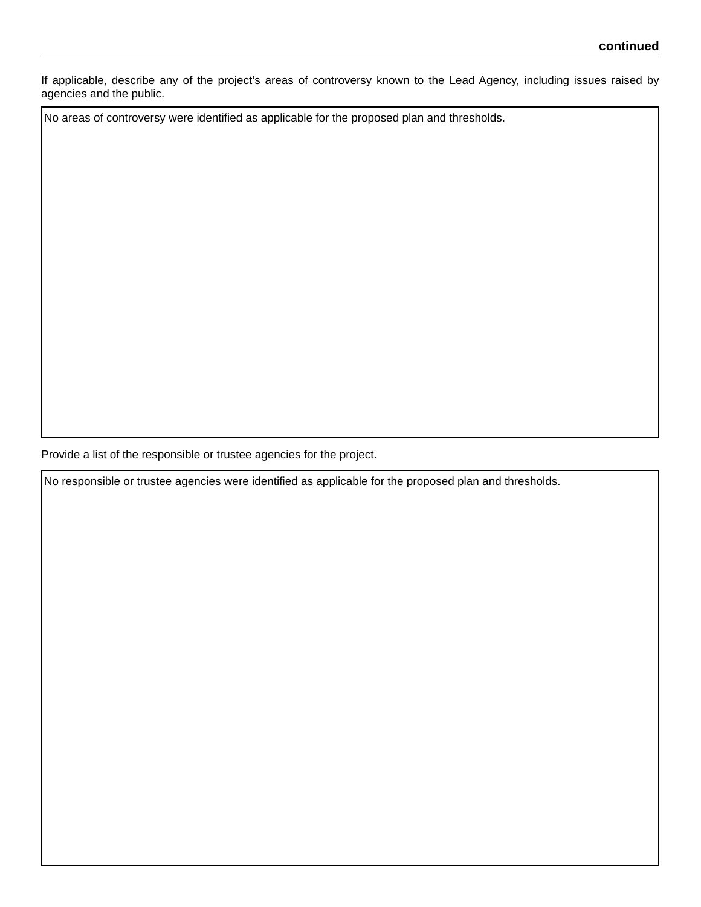**continued**

If applicable, describe any of the project's areas of controversy known to the Lead Agency, including issues raised by agencies and the public.

| |
|---|
| No areas of controversy were identified as applicable for the proposed plan and thresholds. |

Provide a list of the responsible or trustee agencies for the project.

| |
|---|
| No responsible or trustee agencies were identified as applicable for the proposed plan and thresholds. |